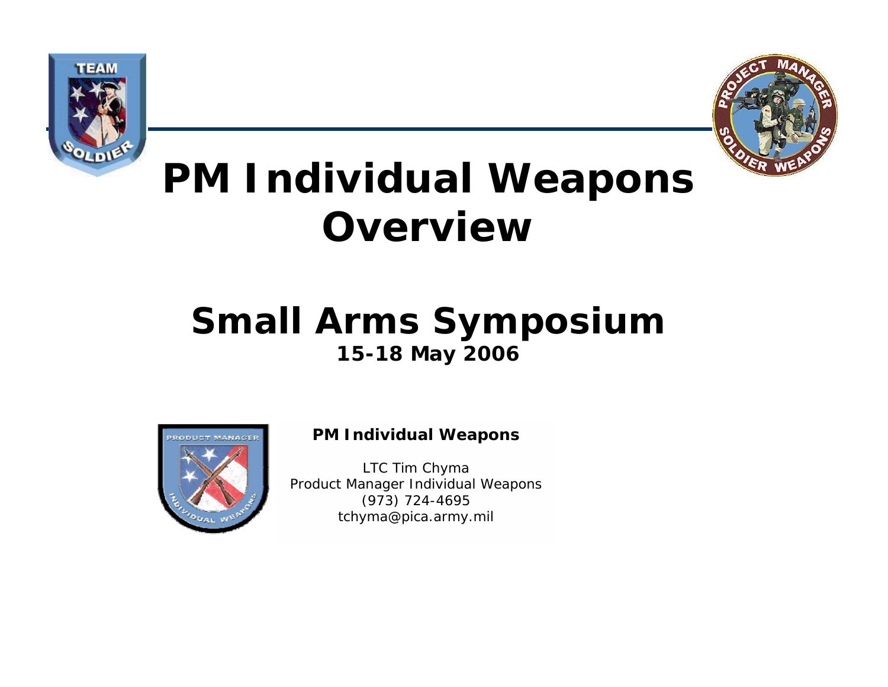# PM Individual Weapons Overview

## Small Arms Symposium

**15-18 May 2006**

**PM Individual Weapons**

LTC Tim Chyma
Product Manager Individual Weapons
(973) 724-4695
tchyma@pica.army.mil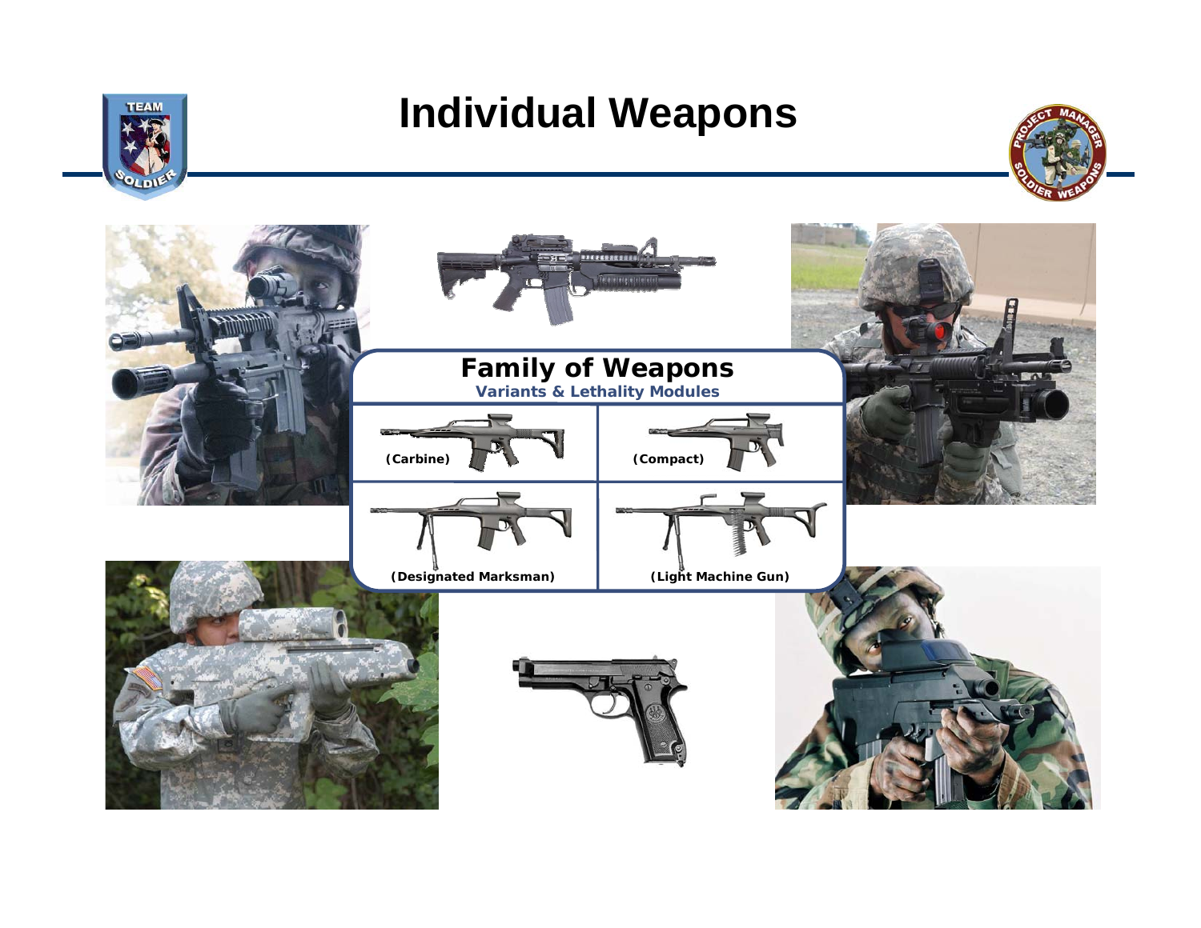# Individual Weapons

## Family of Weapons

**Variants & Lethality Modules**

| (Carbine) | (Compact) |
| --- | --- |
| (Designated Marksman) | (Light Machine Gun) |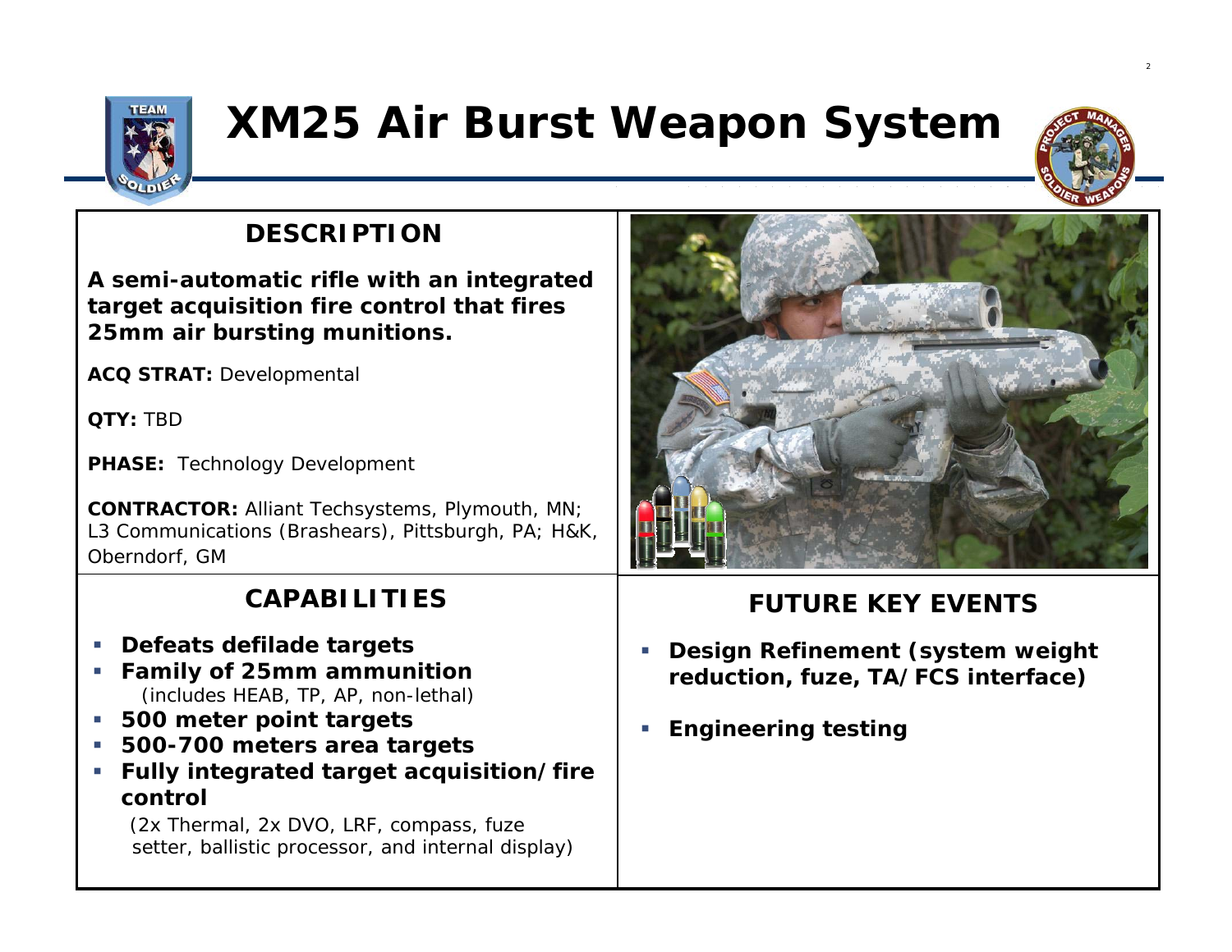# XM25 Air Burst Weapon System

## DESCRIPTION

**A semi-automatic rifle with an integrated target acquisition fire control that fires 25mm air bursting munitions.**

**ACQ STRAT:** Developmental

**QTY:** TBD

**PHASE:** Technology Development

**CONTRACTOR:** Alliant Techsystems, Plymouth, MN; L3 Communications (Brashears), Pittsburgh, PA; H&K, Oberndorf, GM

## CAPABILITIES

- **Defeats defilade targets**
- **Family of 25mm ammunition**
  (includes HEAB, TP, AP, non-lethal)
- **500 meter point targets**
- **500-700 meters area targets**
- **Fully integrated target acquisition/fire control**
  (2x Thermal, 2x DVO, LRF, compass, fuze setter, ballistic processor, and internal display)

## FUTURE KEY EVENTS

- **Design Refinement (system weight reduction, fuze, TA/FCS interface)**
- **Engineering testing**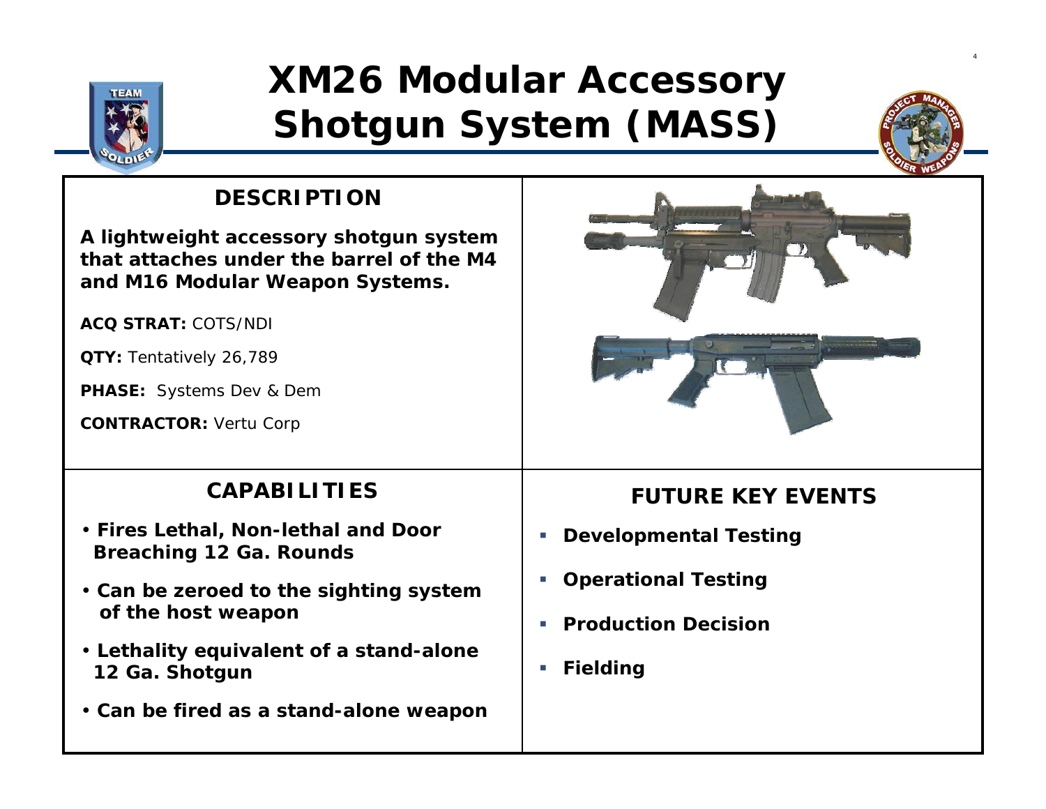# XM26 Modular Accessory Shotgun System (MASS)

## DESCRIPTION

**A lightweight accessory shotgun system that attaches under the barrel of the M4 and M16 Modular Weapon Systems.**

**ACQ STRAT:** COTS/NDI

**QTY:** Tentatively 26,789

**PHASE:** Systems Dev & Dem

**CONTRACTOR:** Vertu Corp

## CAPABILITIES

- **Fires Lethal, Non-lethal and Door Breaching 12 Ga. Rounds**
- **Can be zeroed to the sighting system of the host weapon**
- **Lethality equivalent of a stand-alone 12 Ga. Shotgun**
- **Can be fired as a stand-alone weapon**

## FUTURE KEY EVENTS

- **Developmental Testing**
- **Operational Testing**
- **Production Decision**
- **Fielding**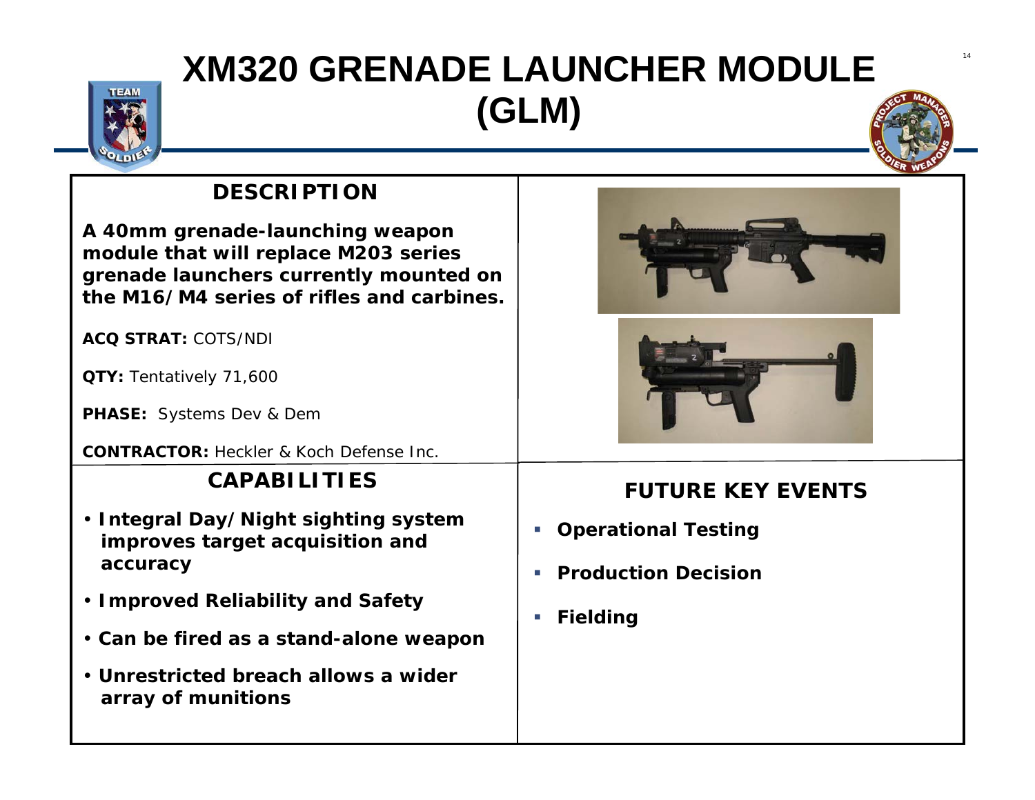# XM320 GRENADE LAUNCHER MODULE (GLM)

## DESCRIPTION

**A 40mm grenade-launching weapon module that will replace M203 series grenade launchers currently mounted on the M16/M4 series of rifles and carbines.**

**ACQ STRAT:** COTS/NDI

**QTY:** Tentatively 71,600

**PHASE:** Systems Dev & Dem

**CONTRACTOR:** Heckler & Koch Defense Inc.

## CAPABILITIES

- **Integral Day/Night sighting system improves target acquisition and accuracy**
- **Improved Reliability and Safety**
- **Can be fired as a stand-alone weapon**
- **Unrestricted breach allows a wider array of munitions**

## FUTURE KEY EVENTS

- **Operational Testing**
- **Production Decision**
- **Fielding**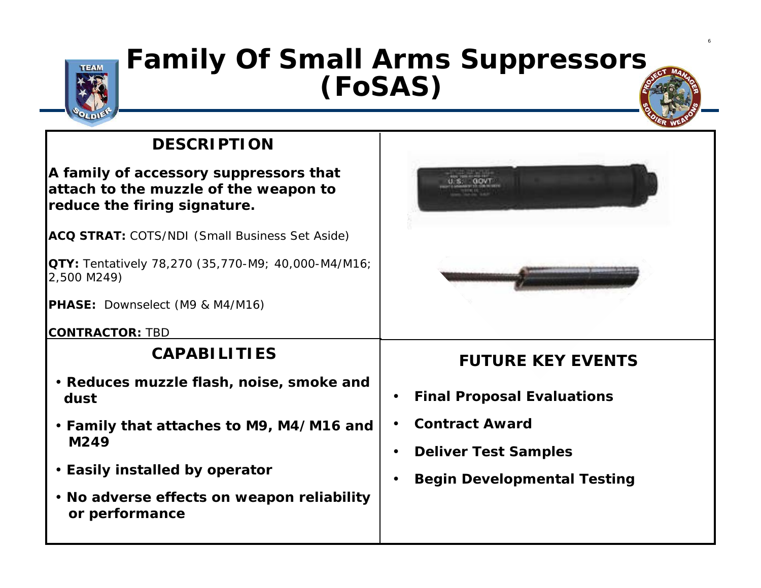# Family Of Small Arms Suppressors (FoSAS)

## DESCRIPTION

**A family of accessory suppressors that attach to the muzzle of the weapon to reduce the firing signature.**

**ACQ STRAT:** COTS/NDI (Small Business Set Aside)

**QTY:** Tentatively 78,270 (35,770-M9; 40,000-M4/M16; 2,500 M249)

**PHASE:** Downselect (M9 & M4/M16)

**CONTRACTOR:** TBD

## CAPABILITIES

- **Reduces muzzle flash, noise, smoke and dust**
- **Family that attaches to M9, M4/M16 and M249**
- **Easily installed by operator**
- **No adverse effects on weapon reliability or performance**

## FUTURE KEY EVENTS

- **Final Proposal Evaluations**
- **Contract Award**
- **Deliver Test Samples**
- **Begin Developmental Testing**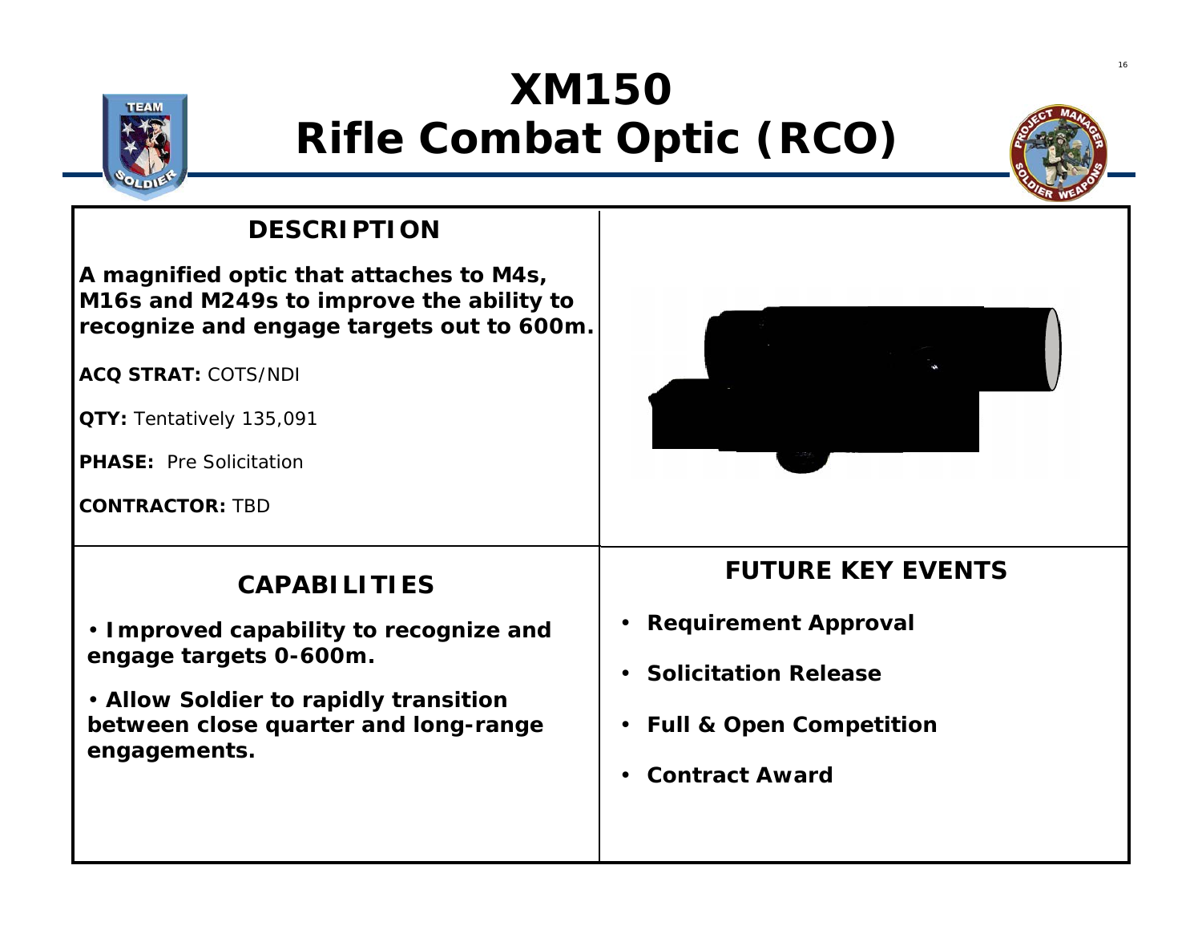# XM150
# Rifle Combat Optic (RCO)

## DESCRIPTION

**A magnified optic that attaches to M4s, M16s and M249s to improve the ability to recognize and engage targets out to 600m.**

**ACQ STRAT:** COTS/NDI

**QTY:** Tentatively 135,091

**PHASE:** Pre Solicitation

**CONTRACTOR:** TBD

## CAPABILITIES

- **Improved capability to recognize and engage targets 0-600m.**
- **Allow Soldier to rapidly transition between close quarter and long-range engagements.**

## FUTURE KEY EVENTS

- **Requirement Approval**
- **Solicitation Release**
- **Full & Open Competition**
- **Contract Award**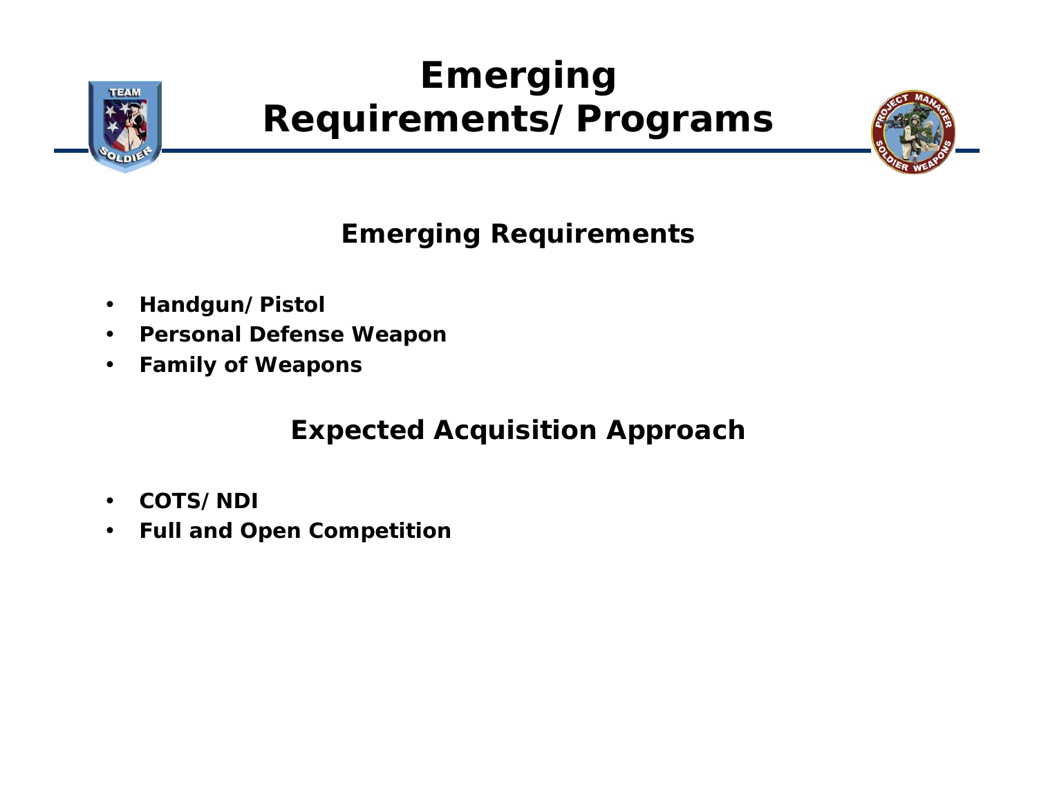# Emerging Requirements/Programs

## Emerging Requirements

- **Handgun/Pistol**
- **Personal Defense Weapon**
- **Family of Weapons**

## Expected Acquisition Approach

- **COTS/NDI**
- **Full and Open Competition**